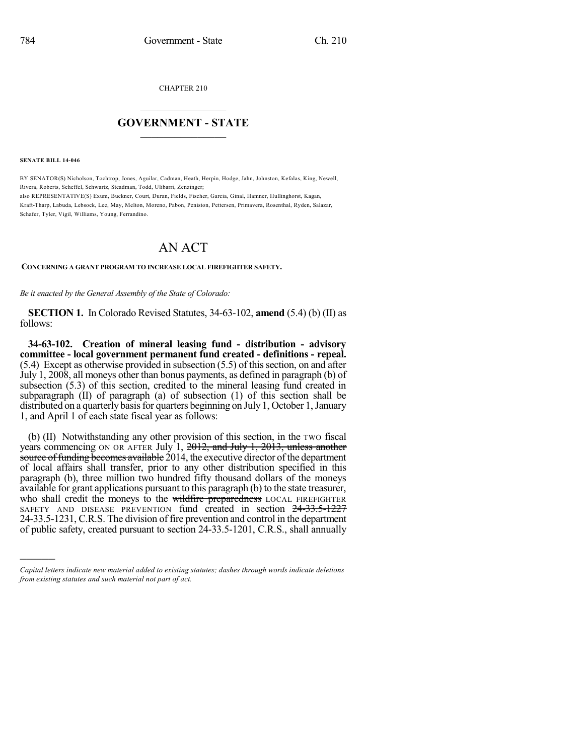CHAPTER 210

# GOVERNMENT - STATE

**SENATE BILL 14-046**

BY SENATOR(S) Nicholson, Tochtrop, Jones, Aguilar, Cadman, Heath, Herpin, Hodge, Jahn, Johnston, Kefalas, King, Newell, Rivera, Roberts, Scheffel, Schwartz, Steadman, Todd, Ulibarri, Zenzinger;
also REPRESENTATIVE(S) Exum, Buckner, Court, Duran, Fields, Fischer, Garcia, Ginal, Hamner, Hullinghorst, Kagan, Kraft-Tharp, Labuda, Lebsock, Lee, May, Melton, Moreno, Pabon, Peniston, Pettersen, Primavera, Rosenthal, Ryden, Salazar, Schafer, Tyler, Vigil, Williams, Young, Ferrandino.

# AN ACT

**CONCERNING A GRANT PROGRAM TO INCREASE LOCAL FIREFIGHTER SAFETY.**

*Be it enacted by the General Assembly of the State of Colorado:*

**SECTION 1.** In Colorado Revised Statutes, 34-63-102, **amend** (5.4) (b) (II) as follows:

**34-63-102. Creation of mineral leasing fund - distribution - advisory committee - local government permanent fund created - definitions - repeal.** (5.4) Except as otherwise provided in subsection (5.5) of this section, on and after July 1, 2008, all moneys other than bonus payments, as defined in paragraph (b) of subsection (5.3) of this section, credited to the mineral leasing fund created in subparagraph (II) of paragraph (a) of subsection (1) of this section shall be distributed on a quarterly basis for quarters beginning on July 1, October 1, January 1, and April 1 of each state fiscal year as follows:

(b) (II) Notwithstanding any other provision of this section, in the TWO fiscal years commencing ON OR AFTER July 1, ~~2012, and July 1, 2013, unless another source of funding becomes available~~ 2014, the executive director of the department of local affairs shall transfer, prior to any other distribution specified in this paragraph (b), three million two hundred fifty thousand dollars of the moneys available for grant applications pursuant to this paragraph (b) to the state treasurer, who shall credit the moneys to the ~~wildfire preparedness~~ LOCAL FIREFIGHTER SAFETY AND DISEASE PREVENTION fund created in section ~~24-33.5-1227~~ 24-33.5-1231, C.R.S. The division of fire prevention and control in the department of public safety, created pursuant to section 24-33.5-1201, C.R.S., shall annually

*Capital letters indicate new material added to existing statutes; dashes through words indicate deletions from existing statutes and such material not part of act.*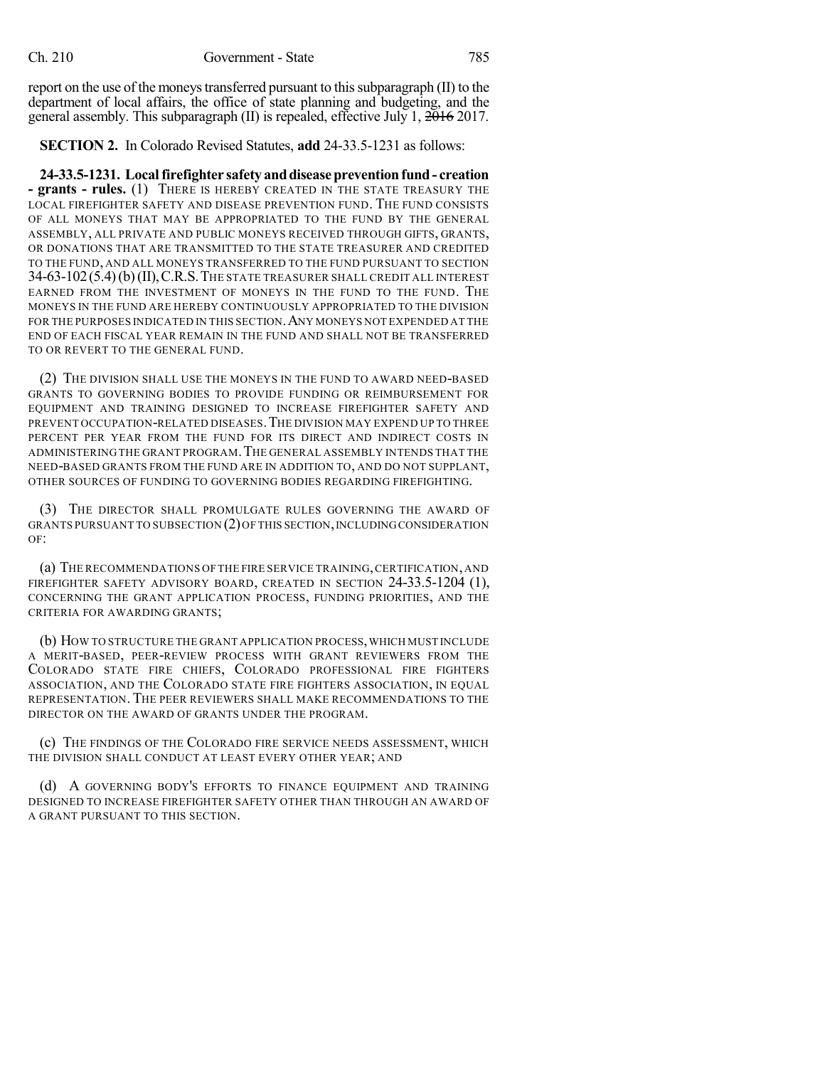report on the use of the moneys transferred pursuant to this subparagraph (II) to the department of local affairs, the office of state planning and budgeting, and the general assembly. This subparagraph (II) is repealed, effective July 1, ~~2016~~ 2017.

**SECTION 2.** In Colorado Revised Statutes, **add** 24-33.5-1231 as follows:

**24-33.5-1231. Local firefighter safety and disease prevention fund - creation - grants - rules.** (1) THERE IS HEREBY CREATED IN THE STATE TREASURY THE LOCAL FIREFIGHTER SAFETY AND DISEASE PREVENTION FUND. THE FUND CONSISTS OF ALL MONEYS THAT MAY BE APPROPRIATED TO THE FUND BY THE GENERAL ASSEMBLY, ALL PRIVATE AND PUBLIC MONEYS RECEIVED THROUGH GIFTS, GRANTS, OR DONATIONS THAT ARE TRANSMITTED TO THE STATE TREASURER AND CREDITED TO THE FUND, AND ALL MONEYS TRANSFERRED TO THE FUND PURSUANT TO SECTION 34-63-102 (5.4) (b) (II), C.R.S. THE STATE TREASURER SHALL CREDIT ALL INTEREST EARNED FROM THE INVESTMENT OF MONEYS IN THE FUND TO THE FUND. THE MONEYS IN THE FUND ARE HEREBY CONTINUOUSLY APPROPRIATED TO THE DIVISION FOR THE PURPOSES INDICATED IN THIS SECTION. ANY MONEYS NOT EXPENDED AT THE END OF EACH FISCAL YEAR REMAIN IN THE FUND AND SHALL NOT BE TRANSFERRED TO OR REVERT TO THE GENERAL FUND.

(2) THE DIVISION SHALL USE THE MONEYS IN THE FUND TO AWARD NEED-BASED GRANTS TO GOVERNING BODIES TO PROVIDE FUNDING OR REIMBURSEMENT FOR EQUIPMENT AND TRAINING DESIGNED TO INCREASE FIREFIGHTER SAFETY AND PREVENT OCCUPATION-RELATED DISEASES. THE DIVISION MAY EXPEND UP TO THREE PERCENT PER YEAR FROM THE FUND FOR ITS DIRECT AND INDIRECT COSTS IN ADMINISTERING THE GRANT PROGRAM. THE GENERAL ASSEMBLY INTENDS THAT THE NEED-BASED GRANTS FROM THE FUND ARE IN ADDITION TO, AND DO NOT SUPPLANT, OTHER SOURCES OF FUNDING TO GOVERNING BODIES REGARDING FIREFIGHTING.

(3) THE DIRECTOR SHALL PROMULGATE RULES GOVERNING THE AWARD OF GRANTS PURSUANT TO SUBSECTION (2) OF THIS SECTION, INCLUDING CONSIDERATION OF:

(a) THE RECOMMENDATIONS OF THE FIRE SERVICE TRAINING, CERTIFICATION, AND FIREFIGHTER SAFETY ADVISORY BOARD, CREATED IN SECTION 24-33.5-1204 (1), CONCERNING THE GRANT APPLICATION PROCESS, FUNDING PRIORITIES, AND THE CRITERIA FOR AWARDING GRANTS;

(b) HOW TO STRUCTURE THE GRANT APPLICATION PROCESS, WHICH MUST INCLUDE A MERIT-BASED, PEER-REVIEW PROCESS WITH GRANT REVIEWERS FROM THE COLORADO STATE FIRE CHIEFS, COLORADO PROFESSIONAL FIRE FIGHTERS ASSOCIATION, AND THE COLORADO STATE FIRE FIGHTERS ASSOCIATION, IN EQUAL REPRESENTATION. THE PEER REVIEWERS SHALL MAKE RECOMMENDATIONS TO THE DIRECTOR ON THE AWARD OF GRANTS UNDER THE PROGRAM.

(c) THE FINDINGS OF THE COLORADO FIRE SERVICE NEEDS ASSESSMENT, WHICH THE DIVISION SHALL CONDUCT AT LEAST EVERY OTHER YEAR; AND

(d) A GOVERNING BODY'S EFFORTS TO FINANCE EQUIPMENT AND TRAINING DESIGNED TO INCREASE FIREFIGHTER SAFETY OTHER THAN THROUGH AN AWARD OF A GRANT PURSUANT TO THIS SECTION.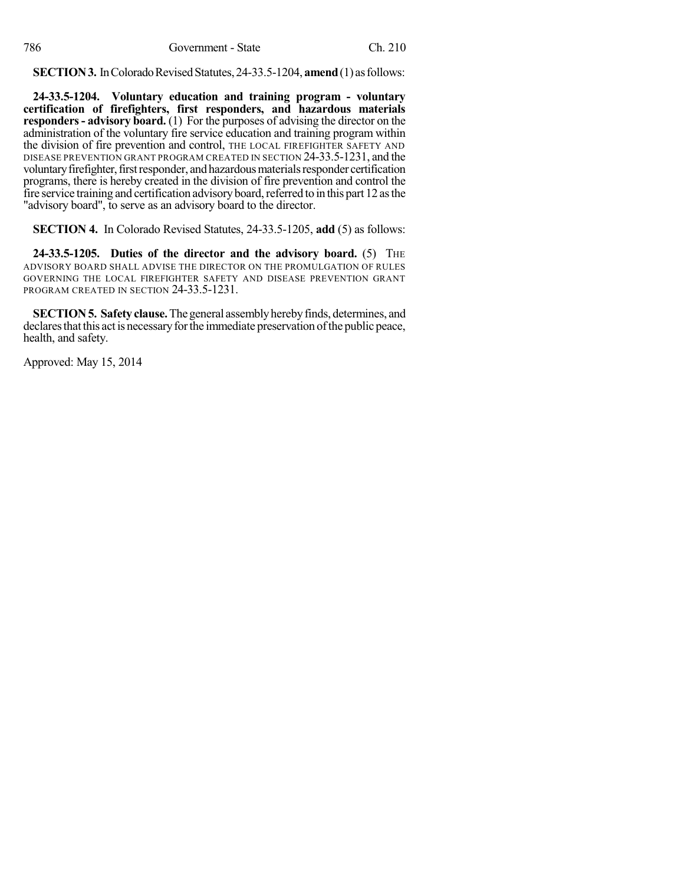**SECTION 3.** In Colorado Revised Statutes, 24-33.5-1204, **amend** (1) as follows:

**24-33.5-1204. Voluntary education and training program - voluntary certification of firefighters, first responders, and hazardous materials responders - advisory board.** (1) For the purposes of advising the director on the administration of the voluntary fire service education and training program within the division of fire prevention and control, THE LOCAL FIREFIGHTER SAFETY AND DISEASE PREVENTION GRANT PROGRAM CREATED IN SECTION 24-33.5-1231, and the voluntary firefighter, first responder, and hazardous materials responder certification programs, there is hereby created in the division of fire prevention and control the fire service training and certification advisory board, referred to in this part 12 as the "advisory board", to serve as an advisory board to the director.

**SECTION 4.** In Colorado Revised Statutes, 24-33.5-1205, **add** (5) as follows:

**24-33.5-1205. Duties of the director and the advisory board.** (5) THE ADVISORY BOARD SHALL ADVISE THE DIRECTOR ON THE PROMULGATION OF RULES GOVERNING THE LOCAL FIREFIGHTER SAFETY AND DISEASE PREVENTION GRANT PROGRAM CREATED IN SECTION 24-33.5-1231.

**SECTION 5. Safety clause.** The general assembly hereby finds, determines, and declares that this act is necessary for the immediate preservation of the public peace, health, and safety.

Approved: May 15, 2014